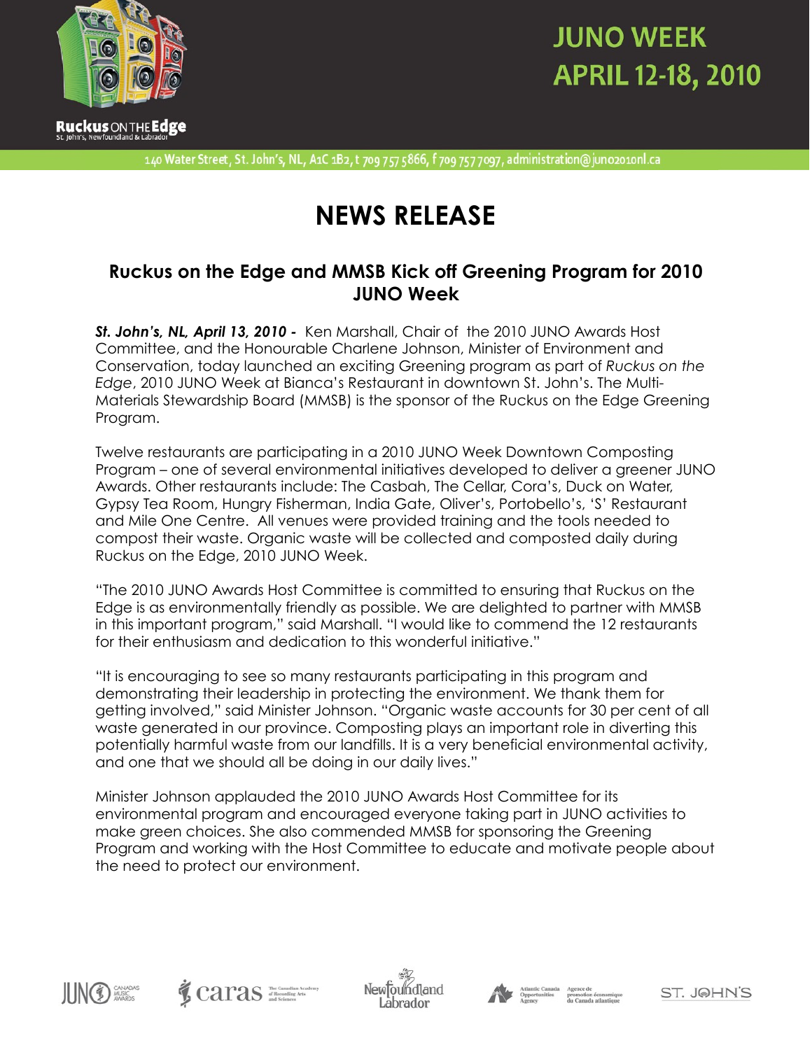Ruckus ON THE Edge
St. John's, Newfoundland & Labrador

# JUNO WEEK APRIL 12-18, 2010

140 Water Street, St. John's, NL, A1C 1B2, t 709 757 5866, f 709 757 7097, administration@juno2010nl.ca

# NEWS RELEASE

## Ruckus on the Edge and MMSB Kick off Greening Program for 2010 JUNO Week

***St. John's, NL, April 13, 2010 -*** Ken Marshall, Chair of the 2010 JUNO Awards Host Committee, and the Honourable Charlene Johnson, Minister of Environment and Conservation, today launched an exciting Greening program as part of *Ruckus on the Edge*, 2010 JUNO Week at Bianca's Restaurant in downtown St. John's. The Multi-Materials Stewardship Board (MMSB) is the sponsor of the Ruckus on the Edge Greening Program.

Twelve restaurants are participating in a 2010 JUNO Week Downtown Composting Program – one of several environmental initiatives developed to deliver a greener JUNO Awards. Other restaurants include: The Casbah, The Cellar, Cora's, Duck on Water, Gypsy Tea Room, Hungry Fisherman, India Gate, Oliver's, Portobello's, 'S' Restaurant and Mile One Centre. All venues were provided training and the tools needed to compost their waste. Organic waste will be collected and composted daily during Ruckus on the Edge, 2010 JUNO Week.

"The 2010 JUNO Awards Host Committee is committed to ensuring that Ruckus on the Edge is as environmentally friendly as possible. We are delighted to partner with MMSB in this important program," said Marshall. "I would like to commend the 12 restaurants for their enthusiasm and dedication to this wonderful initiative."

"It is encouraging to see so many restaurants participating in this program and demonstrating their leadership in protecting the environment. We thank them for getting involved," said Minister Johnson. "Organic waste accounts for 30 per cent of all waste generated in our province. Composting plays an important role in diverting this potentially harmful waste from our landfills. It is a very beneficial environmental activity, and one that we should all be doing in our daily lives."

Minister Johnson applauded the 2010 JUNO Awards Host Committee for its environmental program and encouraged everyone taking part in JUNO activities to make green choices. She also commended MMSB for sponsoring the Greening Program and working with the Host Committee to educate and motivate people about the need to protect our environment.

JUNO Canada's Music Awards | caras The Canadian Academy of Recording Arts and Sciences | Newfoundland Labrador | Atlantic Canada Opportunities Agency / Agence de promotion économique du Canada atlantique | ST. JOHN'S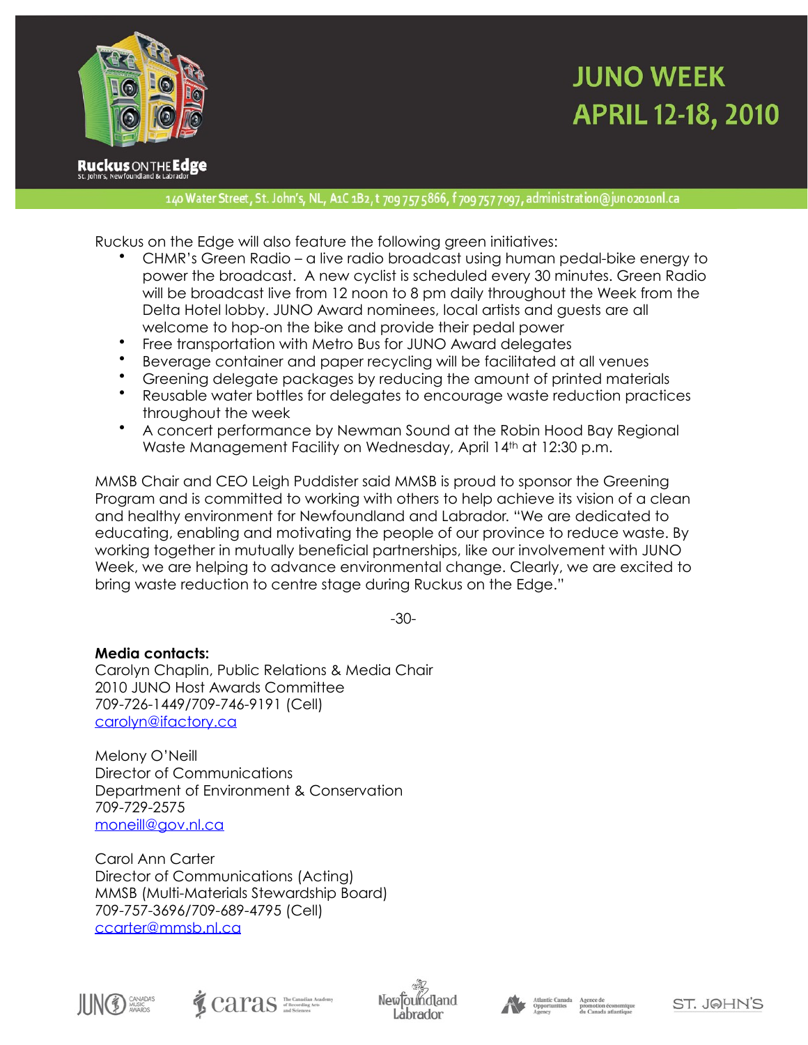Ruckus on the Edge will also feature the following green initiatives:

- CHMR's Green Radio – a live radio broadcast using human pedal-bike energy to power the broadcast. A new cyclist is scheduled every 30 minutes. Green Radio will be broadcast live from 12 noon to 8 pm daily throughout the Week from the Delta Hotel lobby. JUNO Award nominees, local artists and guests are all welcome to hop-on the bike and provide their pedal power
- Free transportation with Metro Bus for JUNO Award delegates
- Beverage container and paper recycling will be facilitated at all venues
- Greening delegate packages by reducing the amount of printed materials
- Reusable water bottles for delegates to encourage waste reduction practices throughout the week
- A concert performance by Newman Sound at the Robin Hood Bay Regional Waste Management Facility on Wednesday, April 14th at 12:30 p.m.

MMSB Chair and CEO Leigh Puddister said MMSB is proud to sponsor the Greening Program and is committed to working with others to help achieve its vision of a clean and healthy environment for Newfoundland and Labrador. "We are dedicated to educating, enabling and motivating the people of our province to reduce waste. By working together in mutually beneficial partnerships, like our involvement with JUNO Week, we are helping to advance environmental change. Clearly, we are excited to bring waste reduction to centre stage during Ruckus on the Edge."

-30-

**Media contacts:**
Carolyn Chaplin, Public Relations & Media Chair
2010 JUNO Host Awards Committee
709-726-1449/709-746-9191 (Cell)
carolyn@ifactory.ca

Melony O'Neill
Director of Communications
Department of Environment & Conservation
709-729-2575
moneill@gov.nl.ca

Carol Ann Carter
Director of Communications (Acting)
MMSB (Multi-Materials Stewardship Board)
709-757-3696/709-689-4795 (Cell)
ccarter@mmsb.nl.ca